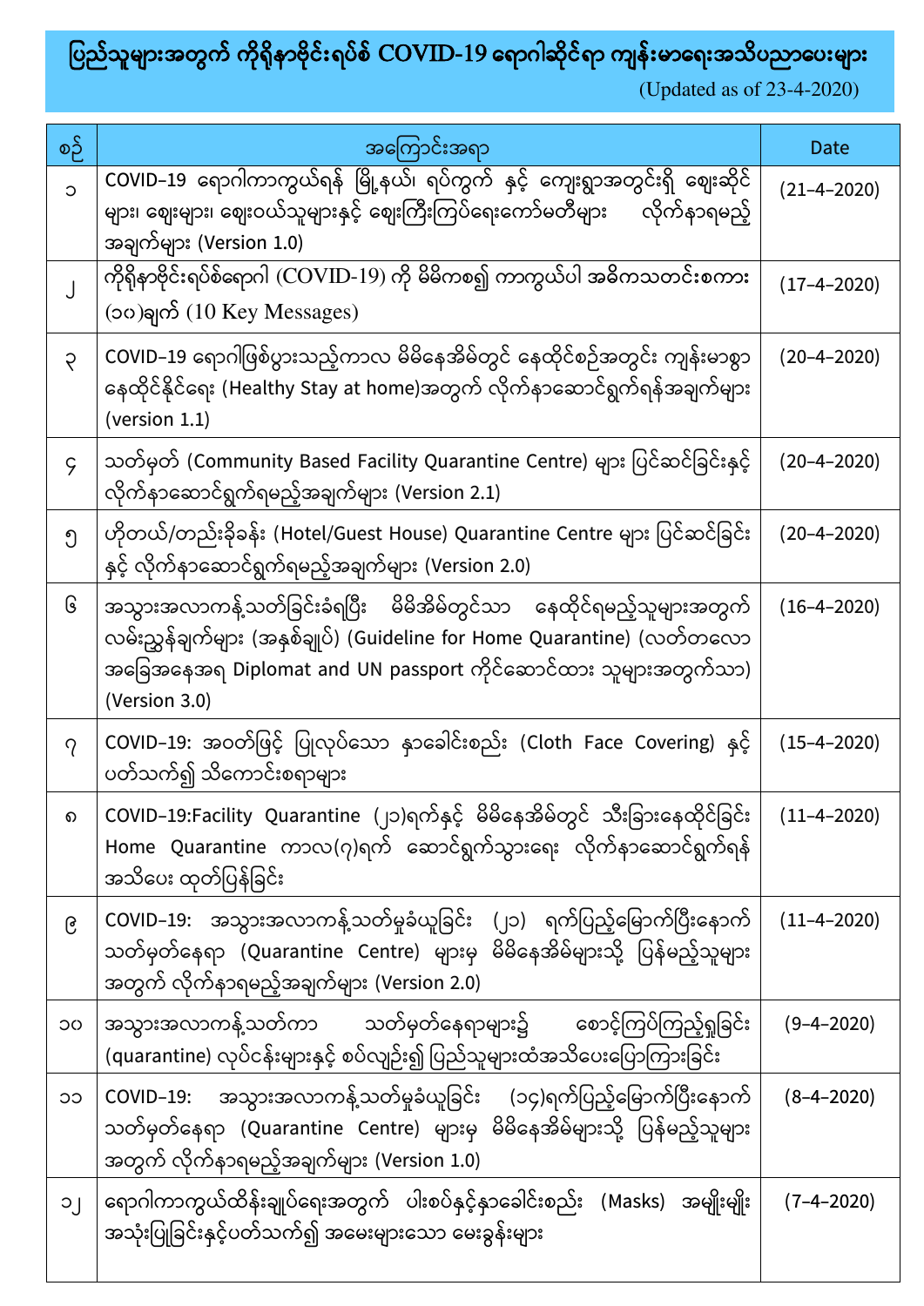# ပြည်သူများအတွက် ကိုရိုနာဗိုင်းရပ်စ် COVID-19 ရောဂါဆိုင်ရာ ကျန်းမာရေးအသိပညာပေးများ

(Updated as of 23-4-2020)

| စဉ် | အကြောင်းအရာ | Date |
|---|---|---|
| ၁ | COVID-19 ရောဂါကာကွယ်ရန် မြို့နယ်၊ ရပ်ကွက် နှင့် ကျေးရွာအတွင်းရှိ ဈေးဆိုင်များ၊ ဈေးများ၊ ဈေးဝယ်သူများနှင့် ဈေးကြီးကြပ်ရေးကော်မတီများ လိုက်နာရမည့်အချက်များ (Version 1.0) | (21-4-2020) |
| ၂ | ကိုရိုနာဗိုင်းရပ်စ်ရောဂါ (COVID-19) ကို မိမိကစ၍ ကာကွယ်ပါ အဓိကသတင်းစကား (၁၀)ချက် (10 Key Messages) | (17-4-2020) |
| ၃ | COVID-19 ရောဂါဖြစ်ပွားသည့်ကာလ မိမိနေအိမ်တွင် နေထိုင်စဉ်အတွင်း ကျန်းမာစွာနေထိုင်နိုင်ရေး (Healthy Stay at home)အတွက် လိုက်နာဆောင်ရွက်ရန်အချက်များ (version 1.1) | (20-4-2020) |
| ၄ | သတ်မှတ် (Community Based Facility Quarantine Centre) များ ပြင်ဆင်ခြင်းနှင့် လိုက်နာဆောင်ရွက်ရမည့်အချက်များ (Version 2.1) | (20-4-2020) |
| ၅ | ဟိုတယ်/တည်းခိုခန်း (Hotel/Guest House) Quarantine Centre များ ပြင်ဆင်ခြင်းနှင့် လိုက်နာဆောင်ရွက်ရမည့်အချက်များ (Version 2.0) | (20-4-2020) |
| ၆ | အသွားအလာကန့်သတ်ခြင်းခံရပြီး မိမိအိမ်တွင်သာ နေထိုင်ရမည့်သူများအတွက် လမ်းညွှန်ချက်များ (အနှစ်ချုပ်) (Guideline for Home Quarantine) (လတ်တလောအခြေအနေအရ Diplomat and UN passport ကိုင်ဆောင်ထား သူများအတွက်သာ) (Version 3.0) | (16-4-2020) |
| ၇ | COVID-19: အဝတ်ဖြင့် ပြုလုပ်သော နှာခေါင်းစည်း (Cloth Face Covering) နှင့် ပတ်သက်၍ သိကောင်းစရာများ | (15-4-2020) |
| ၈ | COVID-19:Facility Quarantine (၂၁)ရက်နှင့် မိမိနေအိမ်တွင် သီးခြားနေထိုင်ခြင်း Home Quarantine ကာလ(၇)ရက် ဆောင်ရွက်သွားရေး လိုက်နာဆောင်ရွက်ရန် အသိပေး ထုတ်ပြန်ခြင်း | (11-4-2020) |
| ၉ | COVID-19: အသွားအလာကန့်သတ်မှုခံယူခြင်း (၂၁) ရက်ပြည့်မြောက်ပြီးနောက် သတ်မှတ်နေရာ (Quarantine Centre) များမှ မိမိနေအိမ်များသို့ ပြန်မည့်သူများအတွက် လိုက်နာရမည့်အချက်များ (Version 2.0) | (11-4-2020) |
| ၁၀ | အသွားအလာကန့်သတ်ကာ သတ်မှတ်နေရာများ၌ စောင့်ကြပ်ကြည့်ရှုခြင်း (quarantine) လုပ်ငန်းများနှင့် စပ်လျဉ်း၍ ပြည်သူများထံအသိပေးပြောကြားခြင်း | (9-4-2020) |
| ၁၁ | COVID-19: အသွားအလာကန့်သတ်မှုခံယူခြင်း (၁၄)ရက်ပြည့်မြောက်ပြီးနောက် သတ်မှတ်နေရာ (Quarantine Centre) များမှ မိမိနေအိမ်များသို့ ပြန်မည့်သူများအတွက် လိုက်နာရမည့်အချက်များ (Version 1.0) | (8-4-2020) |
| ၁၂ | ရောဂါကာကွယ်ထိန်းချုပ်ရေးအတွက် ပါးစပ်နှင့်နှာခေါင်းစည်း (Masks) အမျိုးမျိုး အသုံးပြုခြင်းနှင့်ပတ်သက်၍ အမေးများသော မေးခွန်းများ | (7-4-2020) |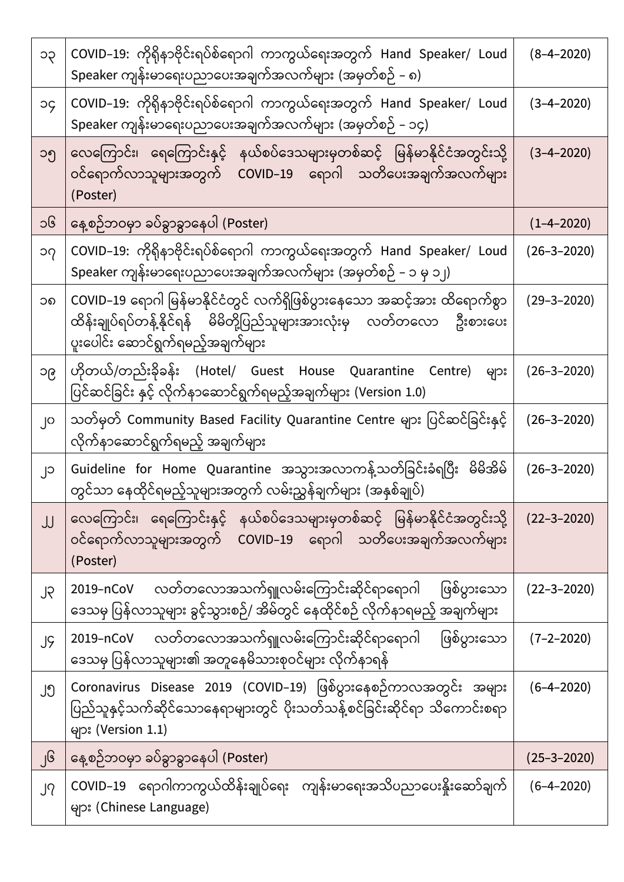| ၁၃ | COVID-19: ကိုရိုနာဗိုင်းရပ်စ်ရောဂါ ကာကွယ်ရေးအတွက် Hand Speaker/ Loud Speaker ကျန်းမာရေးပညာပေးအချက်အလက်များ (အမှတ်စဉ် – ၈) | (8–4–2020) |
|---|---|---|
| ၁၄ | COVID-19: ကိုရိုနာဗိုင်းရပ်စ်ရောဂါ ကာကွယ်ရေးအတွက် Hand Speaker/ Loud Speaker ကျန်းမာရေးပညာပေးအချက်အလက်များ (အမှတ်စဉ် – ၁၄) | (3–4–2020) |
| ၁၅ | လေကြောင်း၊ ရေကြောင်းနှင့် နယ်စပ်ဒေသများမှတစ်ဆင့် မြန်မာနိုင်ငံအတွင်းသို့ ဝင်ရောက်လာသူများအတွက် COVID-19 ရောဂါ သတိပေးအချက်အလက်များ (Poster) | (3–4–2020) |
| ၁၆ | နေ့စဉ်ဘဝမှာ ခပ်ခွာခွာနေပါ (Poster) | (1–4–2020) |
| ၁၇ | COVID-19: ကိုရိုနာဗိုင်းရပ်စ်ရောဂါ ကာကွယ်ရေးအတွက် Hand Speaker/ Loud Speaker ကျန်းမာရေးပညာပေးအချက်အလက်များ (အမှတ်စဉ် – ၁ မှ ၁၂) | (26–3–2020) |
| ၁၈ | COVID-19 ရောဂါ မြန်မာနိုင်ငံတွင် လက်ရှိဖြစ်ပွားနေသော အဆင့်အား ထိရောက်စွာ ထိန်းချုပ်ရပ်တန့်နိုင်ရန် မိမိတို့ပြည်သူများအားလုံးမှ လတ်တလော ဦးစားပေး ပူးပေါင်း ဆောင်ရွက်ရမည့်အချက်များ | (29–3–2020) |
| ၁၉ | ဟိုတယ်/တည်းခိုခန်း (Hotel/ Guest House Quarantine Centre) များ ပြင်ဆင်ခြင်း နှင့် လိုက်နာဆောင်ရွက်ရမည့်အချက်များ (Version 1.0) | (26–3–2020) |
| ၂၀ | သတ်မှတ် Community Based Facility Quarantine Centre များ ပြင်ဆင်ခြင်းနှင့် လိုက်နာဆောင်ရွက်ရမည့် အချက်များ | (26–3–2020) |
| ၂၁ | Guideline for Home Quarantine အသွားအလာကန့်သတ်ခြင်းခံရပြီး မိမိအိမ် တွင်သာ နေထိုင်ရမည့်သူများအတွက် လမ်းညွှန်ချက်များ (အနှစ်ချုပ်) | (26–3–2020) |
| ၂၂ | လေကြောင်း၊ ရေကြောင်းနှင့် နယ်စပ်ဒေသများမှတစ်ဆင့် မြန်မာနိုင်ငံအတွင်းသို့ ဝင်ရောက်လာသူများအတွက် COVID-19 ရောဂါ သတိပေးအချက်အလက်များ (Poster) | (22–3–2020) |
| ၂၃ | 2019–nCoV လတ်တလောအသက်ရှူလမ်းကြောင်းဆိုင်ရာရောဂါ ဖြစ်ပွားသော ဒေသမှ ပြန်လာသူများ ခွင့်သွားစဉ်/ အိမ်တွင် နေထိုင်စဉ် လိုက်နာရမည့် အချက်များ | (22–3–2020) |
| ၂၄ | 2019–nCoV လတ်တလောအသက်ရှူလမ်းကြောင်းဆိုင်ရာရောဂါ ဖြစ်ပွားသော ဒေသမှ ပြန်လာသူများ၏ အတူနေမိသားစုဝင်များ လိုက်နာရန် | (7–2–2020) |
| ၂၅ | Coronavirus Disease 2019 (COVID-19) ဖြစ်ပွားနေစဉ်ကာလအတွင်း အများ ပြည်သူနှင့်သက်ဆိုင်သောနေရာများတွင် ပိုးသတ်သန့်စင်ခြင်းဆိုင်ရာ သိကောင်းစရာ များ (Version 1.1) | (6–4–2020) |
| ၂၆ | နေ့စဉ်ဘဝမှာ ခပ်ခွာခွာနေပါ (Poster) | (25–3–2020) |
| ၂၇ | COVID-19 ရောဂါကာကွယ်ထိန်းချုပ်ရေး ကျန်းမာရေးအသိပညာပေးနှိုးဆော်ချက် များ (Chinese Language) | (6–4–2020) |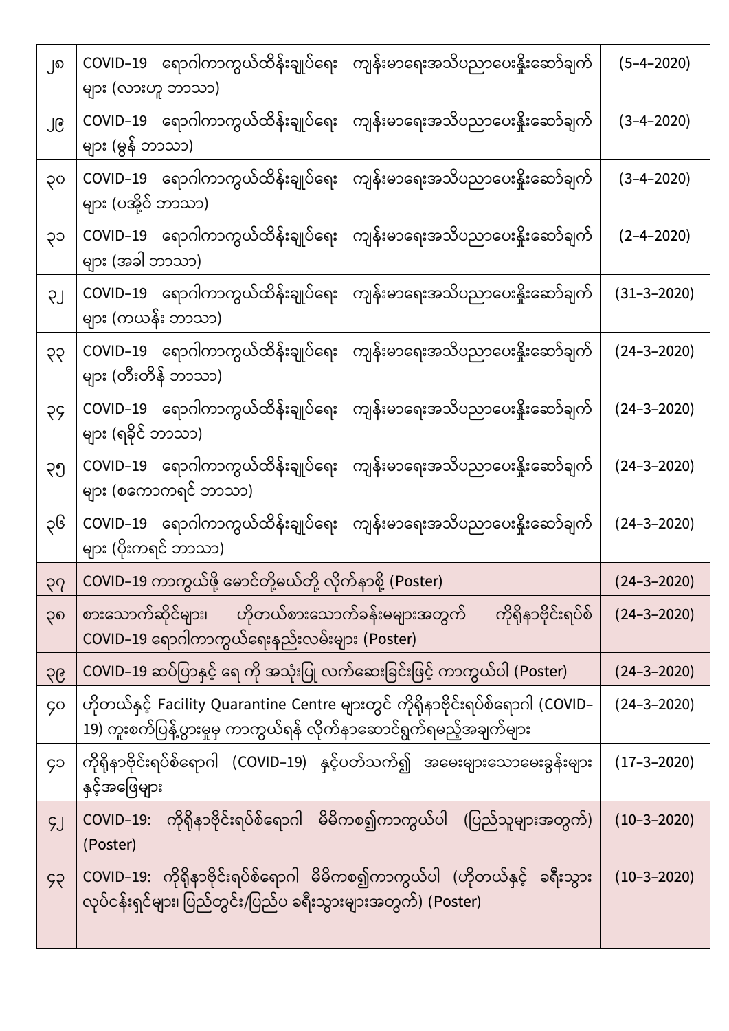| ၂၈ | COVID-19 ရောဂါကာကွယ်ထိန်းချုပ်ရေး ကျန်းမာရေးအသိပညာပေးနှိုးဆော်ချက်များ (လားဟူ ဘာသာ) | (5-4-2020) |
|---|---|---|
| ၂၉ | COVID-19 ရောဂါကာကွယ်ထိန်းချုပ်ရေး ကျန်းမာရေးအသိပညာပေးနှိုးဆော်ချက်များ (မွန် ဘာသာ) | (3-4-2020) |
| ၃၀ | COVID-19 ရောဂါကာကွယ်ထိန်းချုပ်ရေး ကျန်းမာရေးအသိပညာပေးနှိုးဆော်ချက်များ (ပအို့ဝ် ဘာသာ) | (3-4-2020) |
| ၃၁ | COVID-19 ရောဂါကာကွယ်ထိန်းချုပ်ရေး ကျန်းမာရေးအသိပညာပေးနှိုးဆော်ချက်များ (အခါ ဘာသာ) | (2-4-2020) |
| ၃၂ | COVID-19 ရောဂါကာကွယ်ထိန်းချုပ်ရေး ကျန်းမာရေးအသိပညာပေးနှိုးဆော်ချက်များ (ကယန်း ဘာသာ) | (31-3-2020) |
| ၃၃ | COVID-19 ရောဂါကာကွယ်ထိန်းချုပ်ရေး ကျန်းမာရေးအသိပညာပေးနှိုးဆော်ချက်များ (တီးတိန် ဘာသာ) | (24-3-2020) |
| ၃၄ | COVID-19 ရောဂါကာကွယ်ထိန်းချုပ်ရေး ကျန်းမာရေးအသိပညာပေးနှိုးဆော်ချက်များ (ရခိုင် ဘာသာ) | (24-3-2020) |
| ၃၅ | COVID-19 ရောဂါကာကွယ်ထိန်းချုပ်ရေး ကျန်းမာရေးအသိပညာပေးနှိုးဆော်ချက်များ (စကောကရင် ဘာသာ) | (24-3-2020) |
| ၃၆ | COVID-19 ရောဂါကာကွယ်ထိန်းချုပ်ရေး ကျန်းမာရေးအသိပညာပေးနှိုးဆော်ချက်များ (ပိုးကရင် ဘာသာ) | (24-3-2020) |
| ၃၇ | COVID-19 ကာကွယ်ဖို့ မောင်တို့မယ်တို့ လိုက်နာစို့ (Poster) | (24-3-2020) |
| ၃၈ | စားသောက်ဆိုင်များ၊ ဟိုတယ်စားသောက်ခန်းမများအတွက် ကိုရိုနာဗိုင်းရပ်စ် COVID-19 ရောဂါကာကွယ်ရေးနည်းလမ်းများ (Poster) | (24-3-2020) |
| ၃၉ | COVID-19 ဆပ်ပြာနှင့် ရေ ကို အသုံးပြု လက်ဆေးခြင်းဖြင့် ကာကွယ်ပါ (Poster) | (24-3-2020) |
| ၄၀ | ဟိုတယ်နှင့် Facility Quarantine Centre များတွင် ကိုရိုနာဗိုင်းရပ်စ်ရောဂါ (COVID-19) ကူးစက်ပြန့်ပွားမှုမှ ကာကွယ်ရန် လိုက်နာဆောင်ရွက်ရမည့်အချက်များ | (24-3-2020) |
| ၄၁ | ကိုရိုနာဗိုင်းရပ်စ်ရောဂါ (COVID-19) နှင့်ပတ်သက်၍ အမေးများသောမေးခွန်းများနှင့်အဖြေများ | (17-3-2020) |
| ၄၂ | COVID-19: ကိုရိုနာဗိုင်းရပ်စ်ရောဂါ မိမိကစ၍ကာကွယ်ပါ (ပြည်သူများအတွက်) (Poster) | (10-3-2020) |
| ၄၃ | COVID-19: ကိုရိုနာဗိုင်းရပ်စ်ရောဂါ မိမိကစ၍ကာကွယ်ပါ (ဟိုတယ်နှင့် ခရီးသွားလုပ်ငန်းရှင်များ၊ ပြည်တွင်း/ပြည်ပ ခရီးသွားများအတွက်) (Poster) | (10-3-2020) |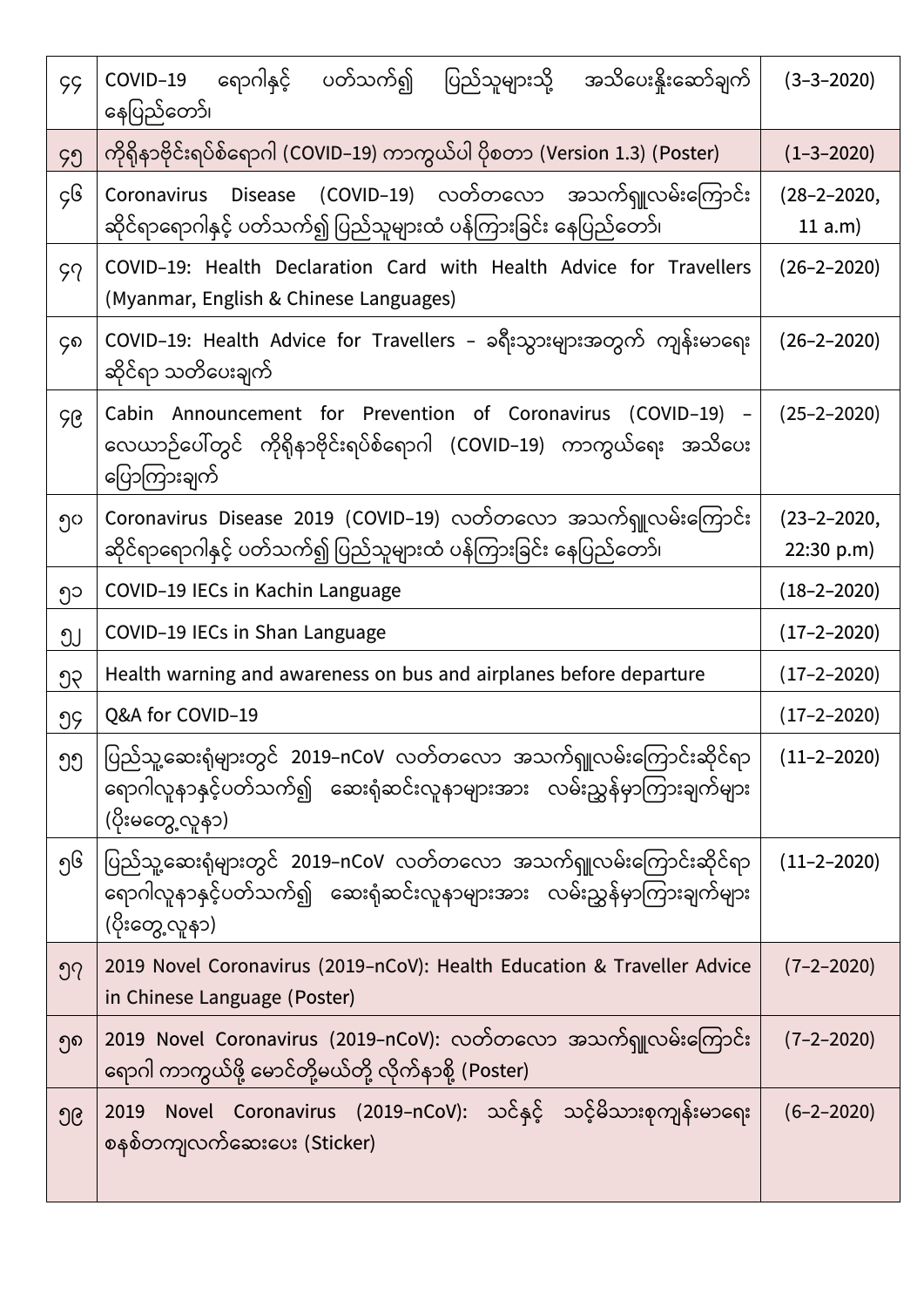| ၄၄ | COVID-19 ရောဂါနှင့် ပတ်သက်၍ ပြည်သူများသို့ အသိပေးနှိုးဆော်ချက် နေပြည်တော်၊ | (3-3-2020) |
|---|---|---|
| ၄၅ | ကိုရိုနာဗိုင်းရပ်စ်ရောဂါ (COVID-19) ကာကွယ်ပါ ပိုစတာ (Version 1.3) (Poster) | (1-3-2020) |
| ၄၆ | Coronavirus Disease (COVID-19) လတ်တလော အသက်ရှူလမ်းကြောင်း ဆိုင်ရာရောဂါနှင့် ပတ်သက်၍ ပြည်သူများထံ ပန်ကြားခြင်း နေပြည်တော်၊ | (28-2-2020, 11 a.m) |
| ၄၇ | COVID-19: Health Declaration Card with Health Advice for Travellers (Myanmar, English & Chinese Languages) | (26-2-2020) |
| ၄၈ | COVID-19: Health Advice for Travellers - ခရီးသွားများအတွက် ကျန်းမာရေး ဆိုင်ရာ သတိပေးချက် | (26-2-2020) |
| ၄၉ | Cabin Announcement for Prevention of Coronavirus (COVID-19) - လေယာဉ်ပေါ်တွင် ကိုရိုနာဗိုင်းရပ်စ်ရောဂါ (COVID-19) ကာကွယ်ရေး အသိပေး ပြောကြားချက် | (25-2-2020) |
| ၅၀ | Coronavirus Disease 2019 (COVID-19) လတ်တလော အသက်ရှူလမ်းကြောင်း ဆိုင်ရာရောဂါနှင့် ပတ်သက်၍ ပြည်သူများထံ ပန်ကြားခြင်း နေပြည်တော်၊ | (23-2-2020, 22:30 p.m) |
| ၅၁ | COVID-19 IECs in Kachin Language | (18-2-2020) |
| ၅၂ | COVID-19 IECs in Shan Language | (17-2-2020) |
| ၅၃ | Health warning and awareness on bus and airplanes before departure | (17-2-2020) |
| ၅၄ | Q&A for COVID-19 | (17-2-2020) |
| ၅၅ | ပြည်သူ့ဆေးရုံများတွင် 2019-nCoV လတ်တလော အသက်ရှူလမ်းကြောင်းဆိုင်ရာ ရောဂါလူနာနှင့်ပတ်သက်၍ ဆေးရုံဆင်းလူနာများအား လမ်းညွှန်မှာကြားချက်များ (ပိုးမတွေ့လူနာ) | (11-2-2020) |
| ၅၆ | ပြည်သူ့ဆေးရုံများတွင် 2019-nCoV လတ်တလော အသက်ရှူလမ်းကြောင်းဆိုင်ရာ ရောဂါလူနာနှင့်ပတ်သက်၍ ဆေးရုံဆင်းလူနာများအား လမ်းညွှန်မှာကြားချက်များ (ပိုးတွေ့လူနာ) | (11-2-2020) |
| ၅၇ | 2019 Novel Coronavirus (2019-nCoV): Health Education & Traveller Advice in Chinese Language (Poster) | (7-2-2020) |
| ၅၈ | 2019 Novel Coronavirus (2019-nCoV): လတ်တလော အသက်ရှူလမ်းကြောင်း ရောဂါ ကာကွယ်ဖို့ မောင်တို့မယ်တို့ လိုက်နာစို့ (Poster) | (7-2-2020) |
| ၅၉ | 2019 Novel Coronavirus (2019-nCoV): သင်နှင့် သင့်မိသားစုကျန်းမာရေး စနစ်တကျလက်ဆေးပေး (Sticker) | (6-2-2020) |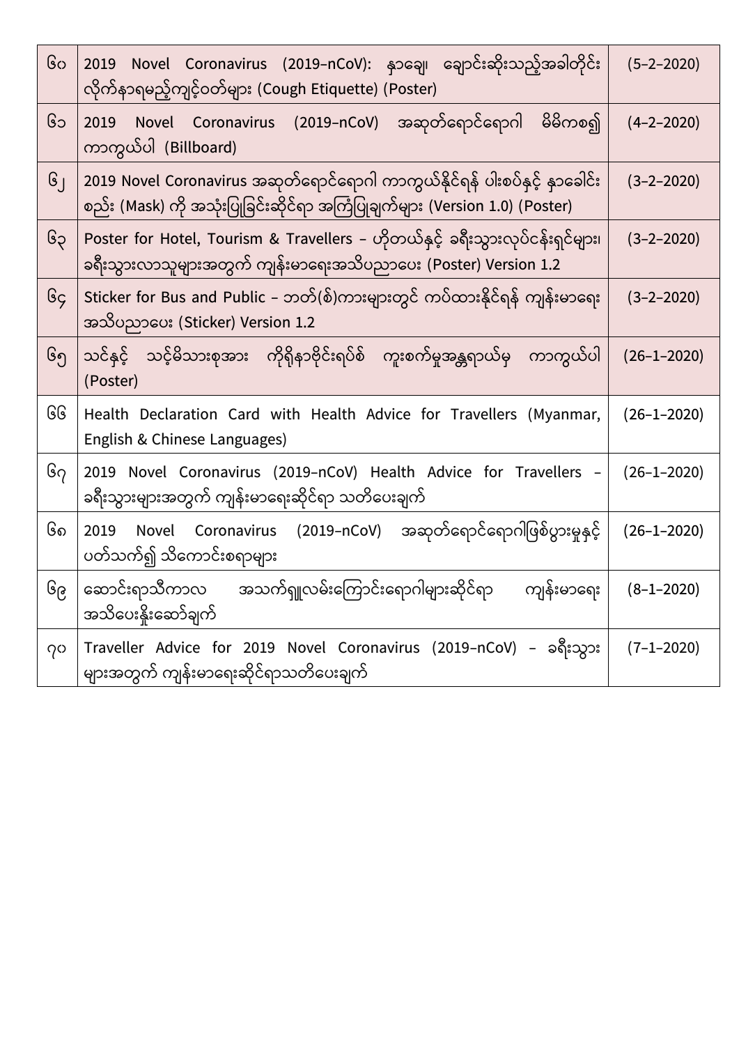| | | |
|---|---|---|
| ၆၀ | 2019 Novel Coronavirus (2019–nCoV): နှာချေ၊ ချောင်းဆိုးသည့်အခါတိုင်း လိုက်နာရမည့်ကျင့်ဝတ်များ (Cough Etiquette) (Poster) | (5–2–2020) |
| ၆၁ | 2019 Novel Coronavirus (2019–nCoV) အဆုတ်ရောင်ရောဂါ မိမိကစ၍ ကာကွယ်ပါ (Billboard) | (4–2–2020) |
| ၆၂ | 2019 Novel Coronavirus အဆုတ်ရောင်ရောဂါ ကာကွယ်နိုင်ရန် ပါးစပ်နှင့် နှာခေါင်းစည်း (Mask) ကို အသုံးပြုခြင်းဆိုင်ရာ အကြံပြုချက်များ (Version 1.0) (Poster) | (3–2–2020) |
| ၆၃ | Poster for Hotel, Tourism & Travellers – ဟိုတယ်နှင့် ခရီးသွားလုပ်ငန်းရှင်များ၊ ခရီးသွားလာသူများအတွက် ကျန်းမာရေးအသိပညာပေး (Poster) Version 1.2 | (3–2–2020) |
| ၆၄ | Sticker for Bus and Public – ဘတ်(စ်)ကားများတွင် ကပ်ထားနိုင်ရန် ကျန်းမာရေး အသိပညာပေး (Sticker) Version 1.2 | (3–2–2020) |
| ၆၅ | သင်နှင့် သင့်မိသားစုအား ကိုရိုနာဗိုင်းရပ်စ် ကူးစက်မှုအန္တရာယ်မှ ကာကွယ်ပါ (Poster) | (26–1–2020) |
| ၆၆ | Health Declaration Card with Health Advice for Travellers (Myanmar, English & Chinese Languages) | (26–1–2020) |
| ၆၇ | 2019 Novel Coronavirus (2019–nCoV) Health Advice for Travellers – ခရီးသွားများအတွက် ကျန်းမာရေးဆိုင်ရာ သတိပေးချက် | (26–1–2020) |
| ၆၈ | 2019 Novel Coronavirus (2019–nCoV) အဆုတ်ရောင်ရောဂါဖြစ်ပွားမှုနှင့် ပတ်သက်၍ သိကောင်းစရာများ | (26–1–2020) |
| ၆၉ | ဆောင်းရာသီကာလ အသက်ရှူလမ်းကြောင်းရောဂါများဆိုင်ရာ ကျန်းမာရေး အသိပေးနှိုးဆော်ချက် | (8–1–2020) |
| ၇၀ | Traveller Advice for 2019 Novel Coronavirus (2019–nCoV) – ခရီးသွားများအတွက် ကျန်းမာရေးဆိုင်ရာသတိပေးချက် | (7–1–2020) |